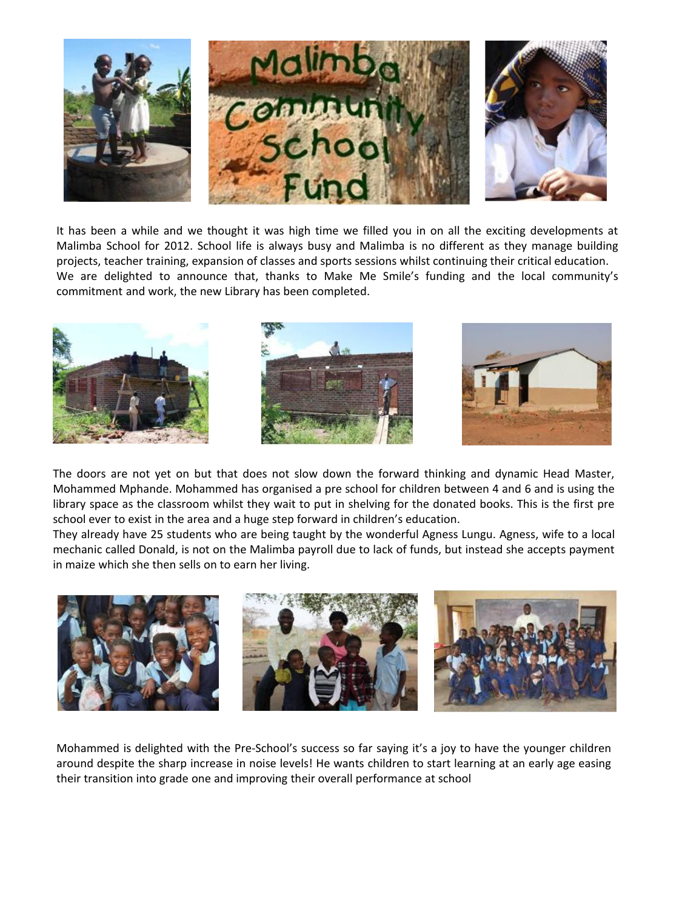# Malimba Community School Fund

It has been a while and we thought it was high time we filled you in on all the exciting developments at Malimba School for 2012. School life is always busy and Malimba is no different as they manage building projects, teacher training, expansion of classes and sports sessions whilst continuing their critical education.
We are delighted to announce that, thanks to Make Me Smile's funding and the local community's commitment and work, the new Library has been completed.

The doors are not yet on but that does not slow down the forward thinking and dynamic Head Master, Mohammed Mphande. Mohammed has organised a pre school for children between 4 and 6 and is using the library space as the classroom whilst they wait to put in shelving for the donated books. This is the first pre school ever to exist in the area and a huge step forward in children's education.
They already have 25 students who are being taught by the wonderful Agness Lungu. Agness, wife to a local mechanic called Donald, is not on the Malimba payroll due to lack of funds, but instead she accepts payment in maize which she then sells on to earn her living.

Mohammed is delighted with the Pre-School's success so far saying it's a joy to have the younger children around despite the sharp increase in noise levels! He wants children to start learning at an early age easing their transition into grade one and improving their overall performance at school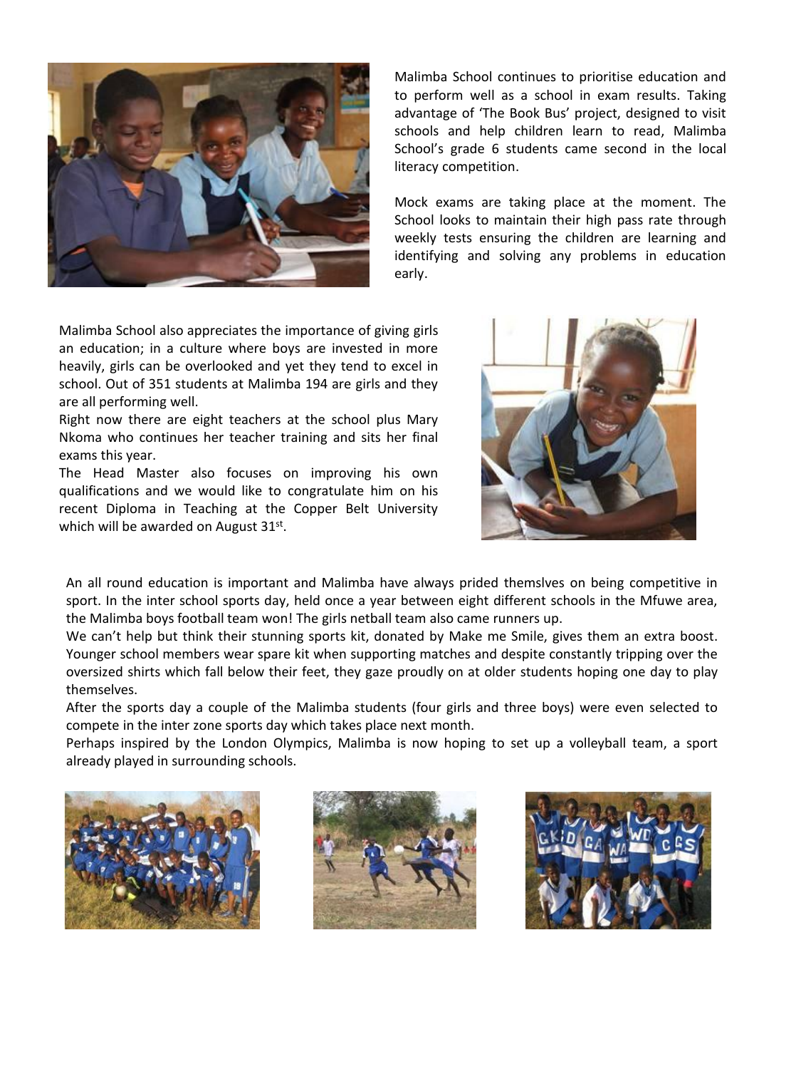Malimba School continues to prioritise education and to perform well as a school in exam results. Taking advantage of 'The Book Bus' project, designed to visit schools and help children learn to read, Malimba School's grade 6 students came second in the local literacy competition.

Mock exams are taking place at the moment. The School looks to maintain their high pass rate through weekly tests ensuring the children are learning and identifying and solving any problems in education early.

Malimba School also appreciates the importance of giving girls an education; in a culture where boys are invested in more heavily, girls can be overlooked and yet they tend to excel in school. Out of 351 students at Malimba 194 are girls and they are all performing well.

Right now there are eight teachers at the school plus Mary Nkoma who continues her teacher training and sits her final exams this year.

The Head Master also focuses on improving his own qualifications and we would like to congratulate him on his recent Diploma in Teaching at the Copper Belt University which will be awarded on August 31st.

An all round education is important and Malimba have always prided themslves on being competitive in sport. In the inter school sports day, held once a year between eight different schools in the Mfuwe area, the Malimba boys football team won! The girls netball team also came runners up.

We can't help but think their stunning sports kit, donated by Make me Smile, gives them an extra boost. Younger school members wear spare kit when supporting matches and despite constantly tripping over the oversized shirts which fall below their feet, they gaze proudly on at older students hoping one day to play themselves.

After the sports day a couple of the Malimba students (four girls and three boys) were even selected to compete in the inter zone sports day which takes place next month.

Perhaps inspired by the London Olympics, Malimba is now hoping to set up a volleyball team, a sport already played in surrounding schools.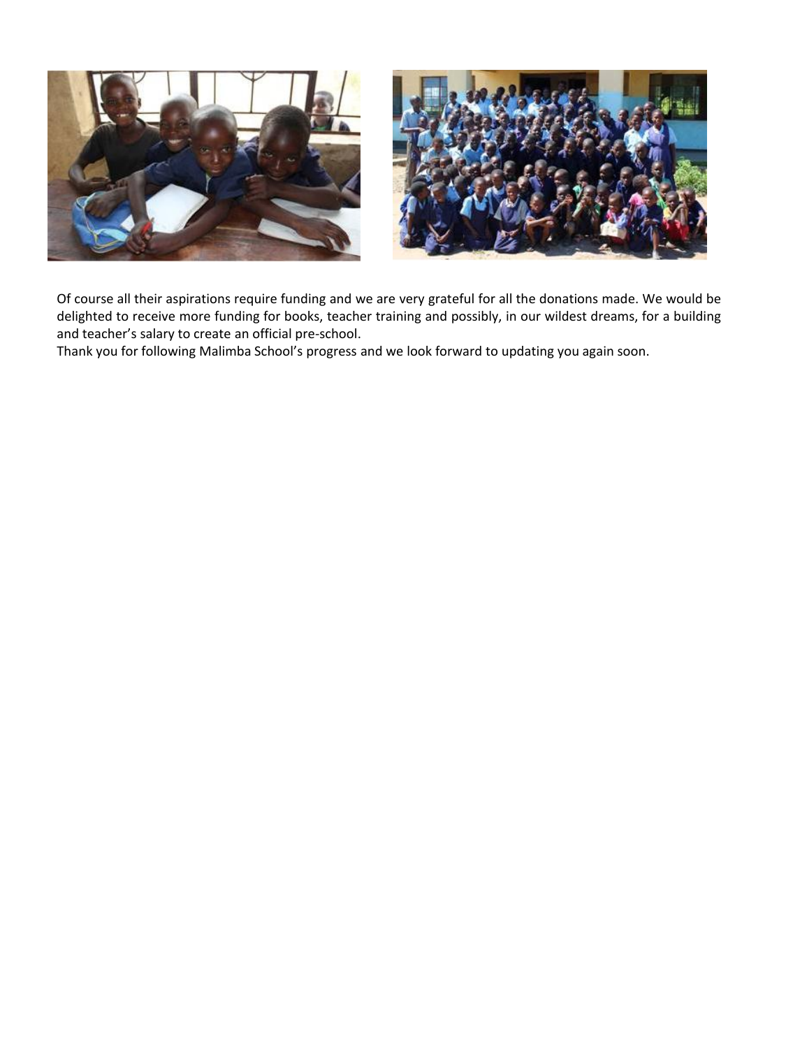Of course all their aspirations require funding and we are very grateful for all the donations made. We would be delighted to receive more funding for books, teacher training and possibly, in our wildest dreams, for a building and teacher's salary to create an official pre-school.

Thank you for following Malimba School's progress and we look forward to updating you again soon.